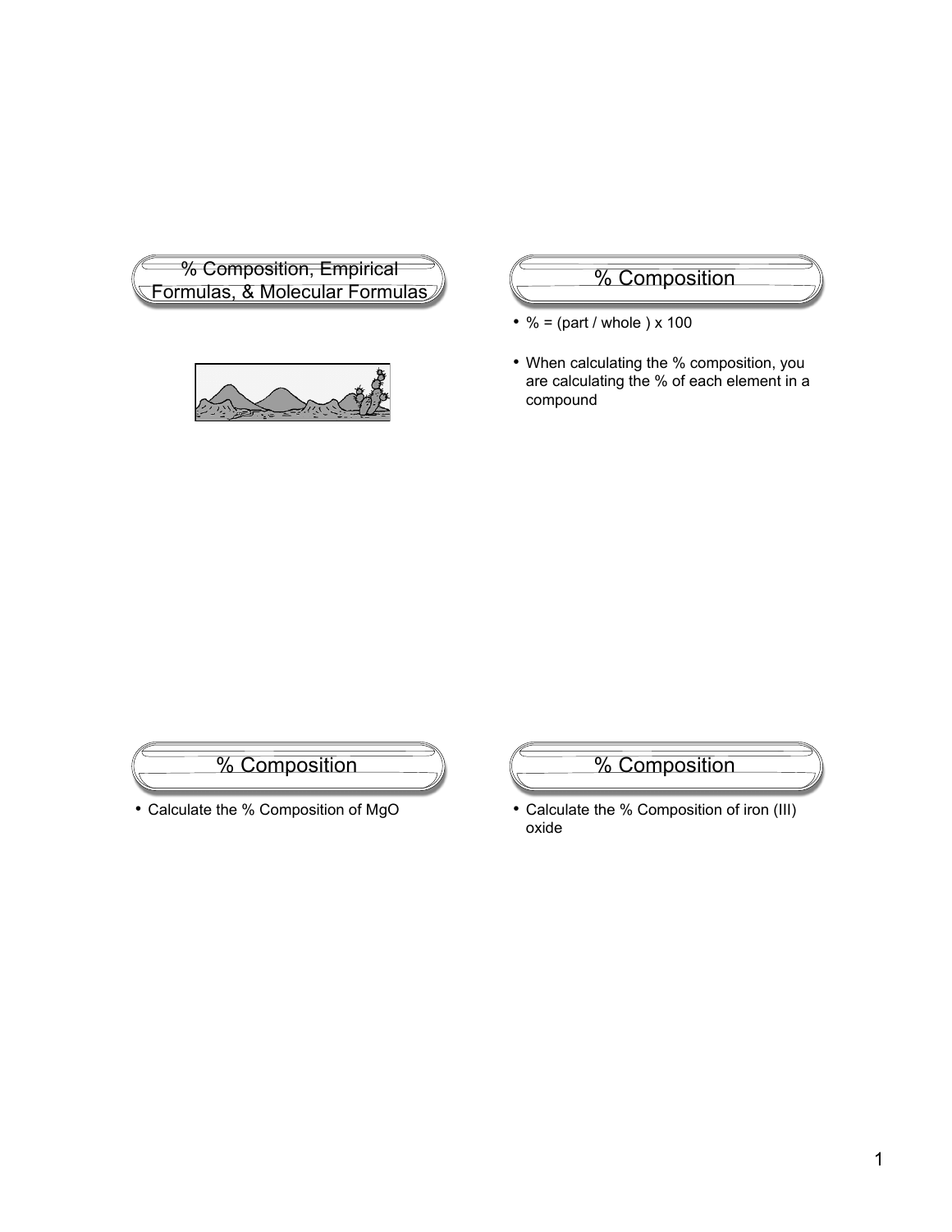## % Composition, Empirical Formulas, & Molecular Formulas

## % Composition

- % = (part / whole ) x 100
- When calculating the % composition, you are calculating the % of each element in a compound

## % Composition

- Calculate the % Composition of MgO

## % Composition

- Calculate the % Composition of iron (III) oxide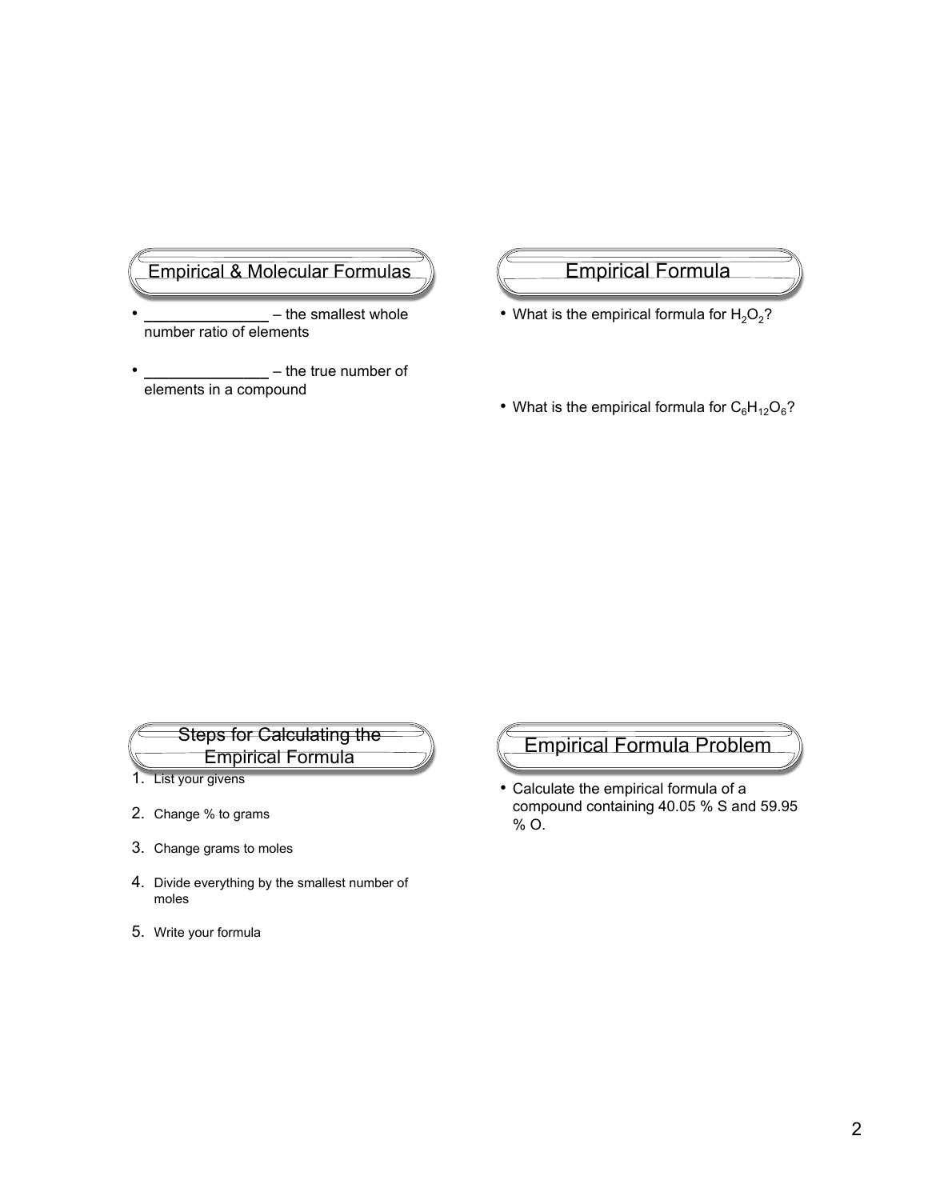## Empirical & Molecular Formulas

- ______________ – the smallest whole number ratio of elements
- ______________ – the true number of elements in a compound

## Empirical Formula

- What is the empirical formula for $H_2O_2$?
- What is the empirical formula for $C_6H_{12}O_6$?

## Steps for Calculating the Empirical Formula

1. List your givens
2. Change % to grams
3. Change grams to moles
4. Divide everything by the smallest number of moles
5. Write your formula

## Empirical Formula Problem

- Calculate the empirical formula of a compound containing 40.05 % S and 59.95 % O.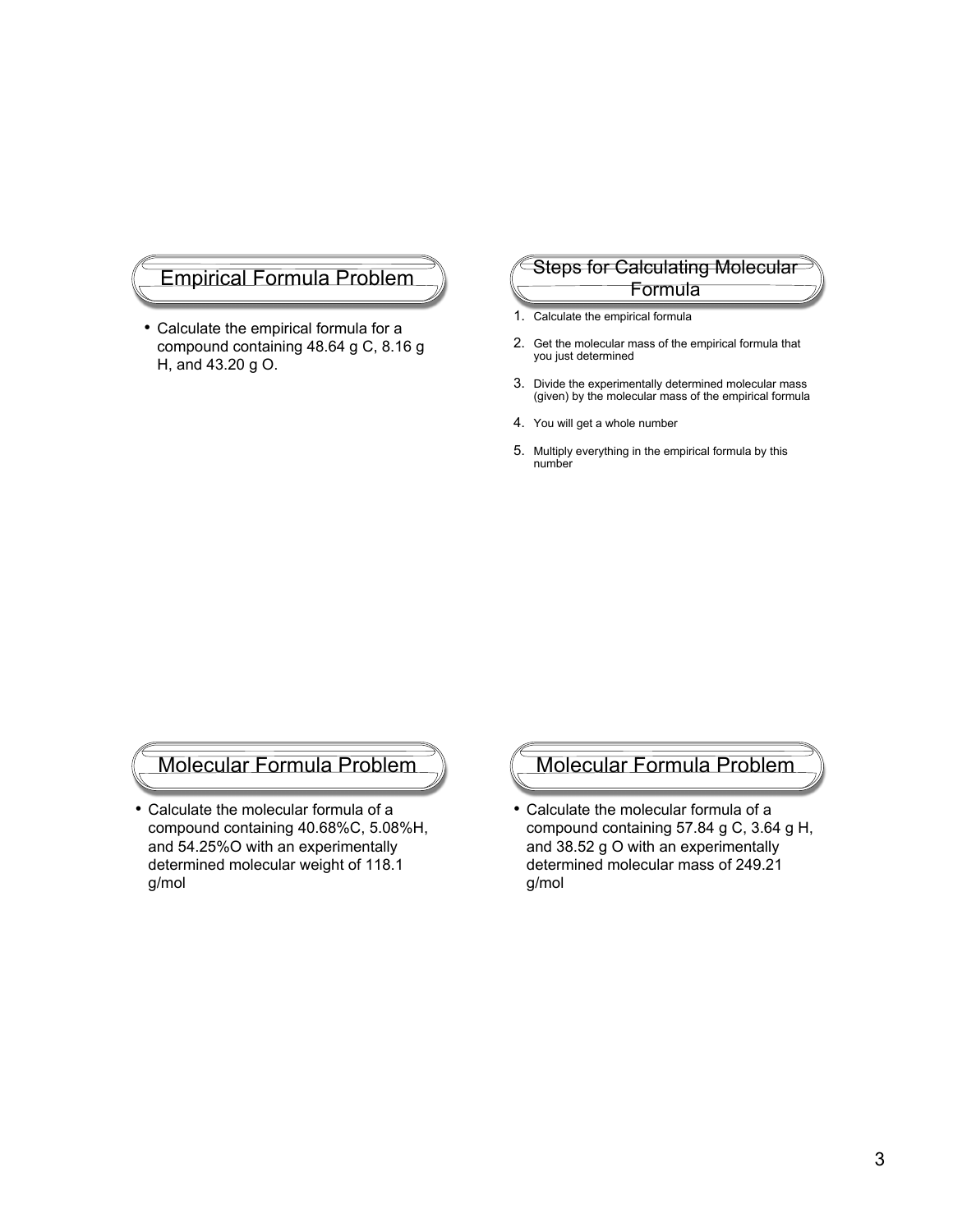## Empirical Formula Problem

- Calculate the empirical formula for a compound containing 48.64 g C, 8.16 g H, and 43.20 g O.

## Steps for Calculating Molecular Formula

1. Calculate the empirical formula
2. Get the molecular mass of the empirical formula that you just determined
3. Divide the experimentally determined molecular mass (given) by the molecular mass of the empirical formula
4. You will get a whole number
5. Multiply everything in the empirical formula by this number

## Molecular Formula Problem

- Calculate the molecular formula of a compound containing 40.68%C, 5.08%H, and 54.25%O with an experimentally determined molecular weight of 118.1 g/mol

## Molecular Formula Problem

- Calculate the molecular formula of a compound containing 57.84 g C, 3.64 g H, and 38.52 g O with an experimentally determined molecular mass of 249.21 g/mol